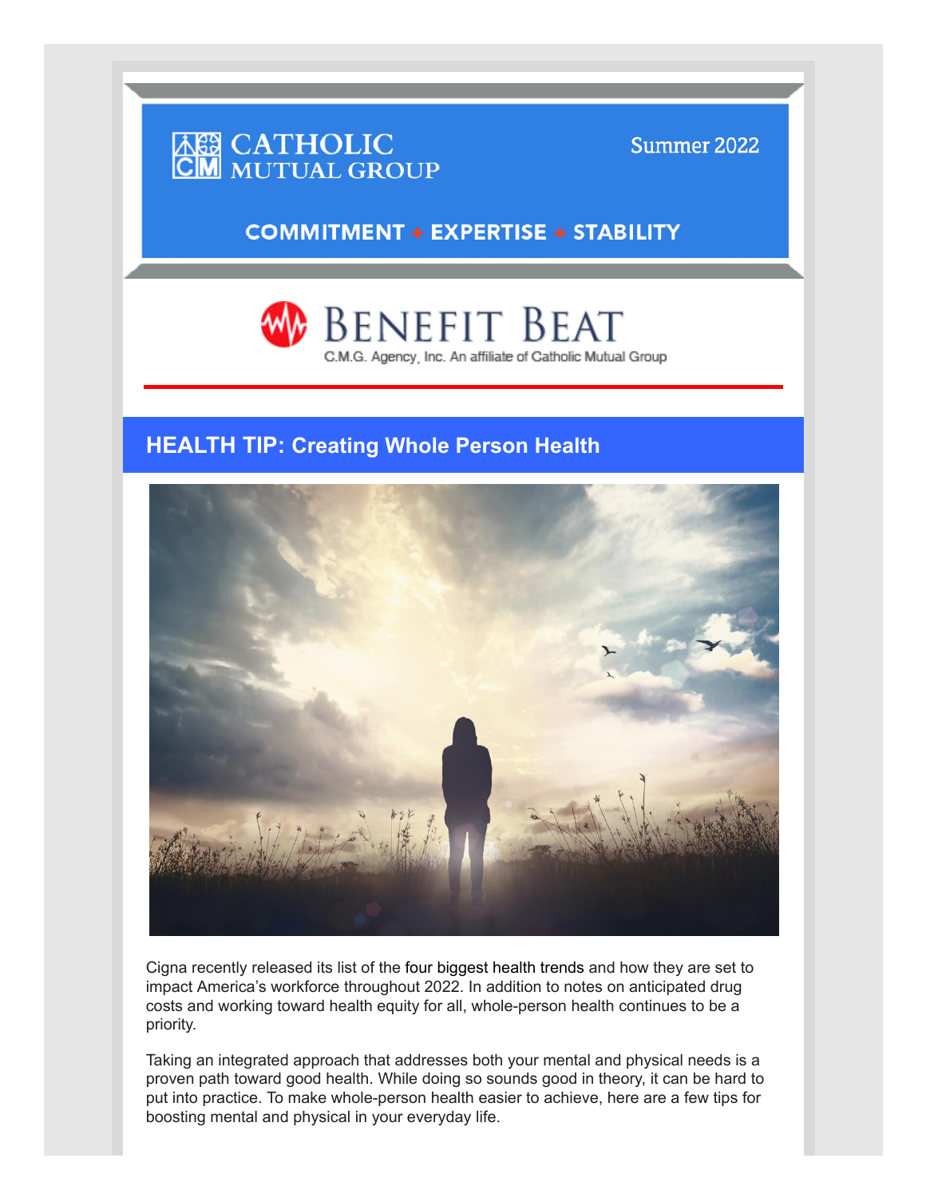CATHOLIC MUTUAL GROUP

Summer 2022

**COMMITMENT + EXPERTISE + STABILITY**

# BENEFIT BEAT

C.M.G. Agency, Inc. An affiliate of Catholic Mutual Group

## HEALTH TIP: Creating Whole Person Health

Cigna recently released its list of the four biggest health trends and how they are set to impact America's workforce throughout 2022. In addition to notes on anticipated drug costs and working toward health equity for all, whole-person health continues to be a priority.

Taking an integrated approach that addresses both your mental and physical needs is a proven path toward good health. While doing so sounds good in theory, it can be hard to put into practice. To make whole-person health easier to achieve, here are a few tips for boosting mental and physical in your everyday life.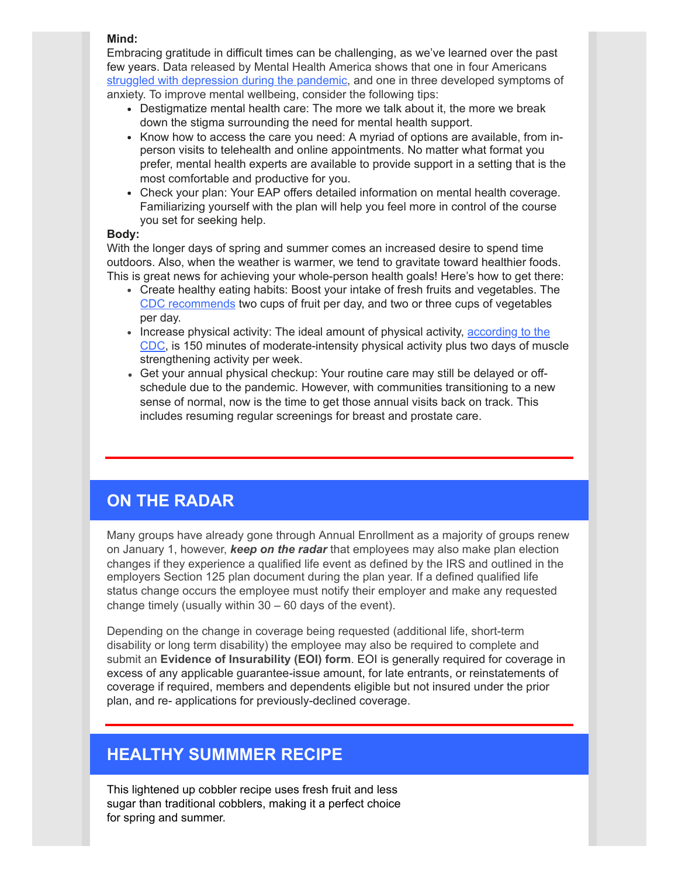**Mind:**

Embracing gratitude in difficult times can be challenging, as we've learned over the past few years. Data released by Mental Health America shows that one in four Americans struggled with depression during the pandemic, and one in three developed symptoms of anxiety. To improve mental wellbeing, consider the following tips:

- Destigmatize mental health care: The more we talk about it, the more we break down the stigma surrounding the need for mental health support.
- Know how to access the care you need: A myriad of options are available, from in-person visits to telehealth and online appointments. No matter what format you prefer, mental health experts are available to provide support in a setting that is the most comfortable and productive for you.
- Check your plan: Your EAP offers detailed information on mental health coverage. Familiarizing yourself with the plan will help you feel more in control of the course you set for seeking help.

**Body:**

With the longer days of spring and summer comes an increased desire to spend time outdoors. Also, when the weather is warmer, we tend to gravitate toward healthier foods. This is great news for achieving your whole-person health goals! Here's how to get there:

- Create healthy eating habits: Boost your intake of fresh fruits and vegetables. The CDC recommends two cups of fruit per day, and two or three cups of vegetables per day.
- Increase physical activity: The ideal amount of physical activity, according to the CDC, is 150 minutes of moderate-intensity physical activity plus two days of muscle strengthening activity per week.
- Get your annual physical checkup: Your routine care may still be delayed or off-schedule due to the pandemic. However, with communities transitioning to a new sense of normal, now is the time to get those annual visits back on track. This includes resuming regular screenings for breast and prostate care.

## ON THE RADAR

Many groups have already gone through Annual Enrollment as a majority of groups renew on January 1, however, ***keep on the radar*** that employees may also make plan election changes if they experience a qualified life event as defined by the IRS and outlined in the employers Section 125 plan document during the plan year. If a defined qualified life status change occurs the employee must notify their employer and make any requested change timely (usually within 30 – 60 days of the event).

Depending on the change in coverage being requested (additional life, short-term disability or long term disability) the employee may also be required to complete and submit an **Evidence of Insurability (EOI) form**. EOI is generally required for coverage in excess of any applicable guarantee-issue amount, for late entrants, or reinstatements of coverage if required, members and dependents eligible but not insured under the prior plan, and re- applications for previously-declined coverage.

## HEALTHY SUMMMER RECIPE

This lightened up cobbler recipe uses fresh fruit and less sugar than traditional cobblers, making it a perfect choice for spring and summer.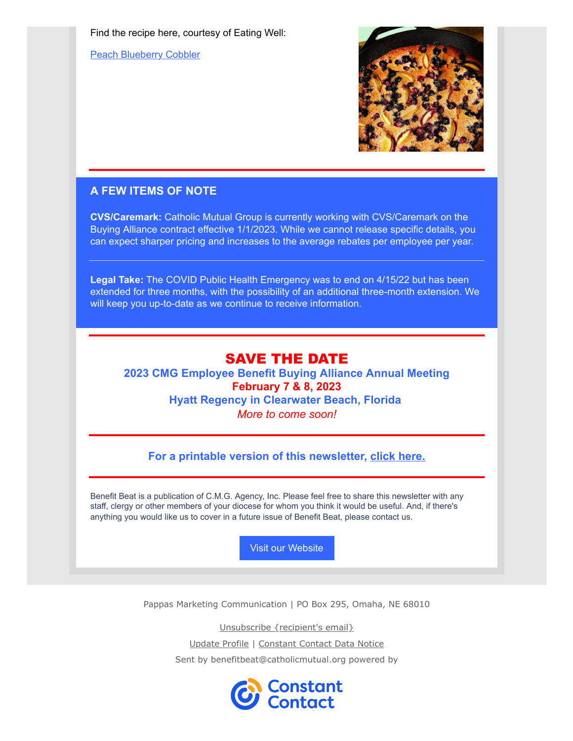Find the recipe here, courtesy of Eating Well:

Peach Blueberry Cobbler

## A FEW ITEMS OF NOTE

**CVS/Caremark:** Catholic Mutual Group is currently working with CVS/Caremark on the Buying Alliance contract effective 1/1/2023. While we cannot release specific details, you can expect sharper pricing and increases to the average rebates per employee per year.

---

**Legal Take:** The COVID Public Health Emergency was to end on 4/15/22 but has been extended for three months, with the possibility of an additional three-month extension. We will keep you up-to-date as we continue to receive information.

## SAVE THE DATE

**2023 CMG Employee Benefit Buying Alliance Annual Meeting**
**February 7 & 8, 2023**
**Hyatt Regency in Clearwater Beach, Florida**
*More to come soon!*

**For a printable version of this newsletter, click here.**

Benefit Beat is a publication of C.M.G. Agency, Inc. Please feel free to share this newsletter with any staff, clergy or other members of your diocese for whom you think it would be useful. And, if there's anything you would like us to cover in a future issue of Benefit Beat, please contact us.

Visit our Website

Pappas Marketing Communication | PO Box 295, Omaha, NE 68010

Unsubscribe {recipient's email}

Update Profile | Constant Contact Data Notice

Sent by benefitbeat@catholicmutual.org powered by

Constant Contact